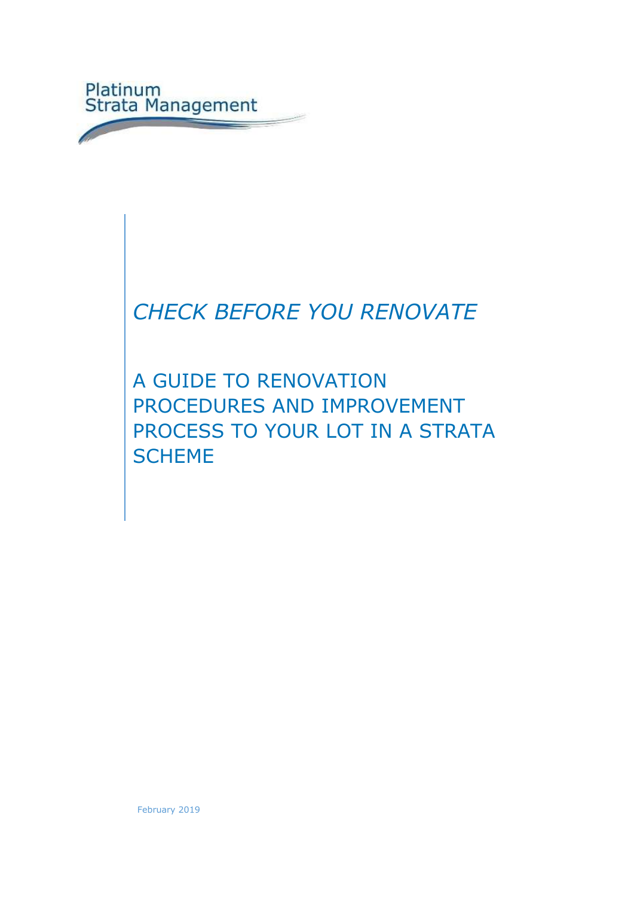Platinum
Strata Management

# *CHECK BEFORE YOU RENOVATE*

## A GUIDE TO RENOVATION PROCEDURES AND IMPROVEMENT PROCESS TO YOUR LOT IN A STRATA SCHEME

February 2019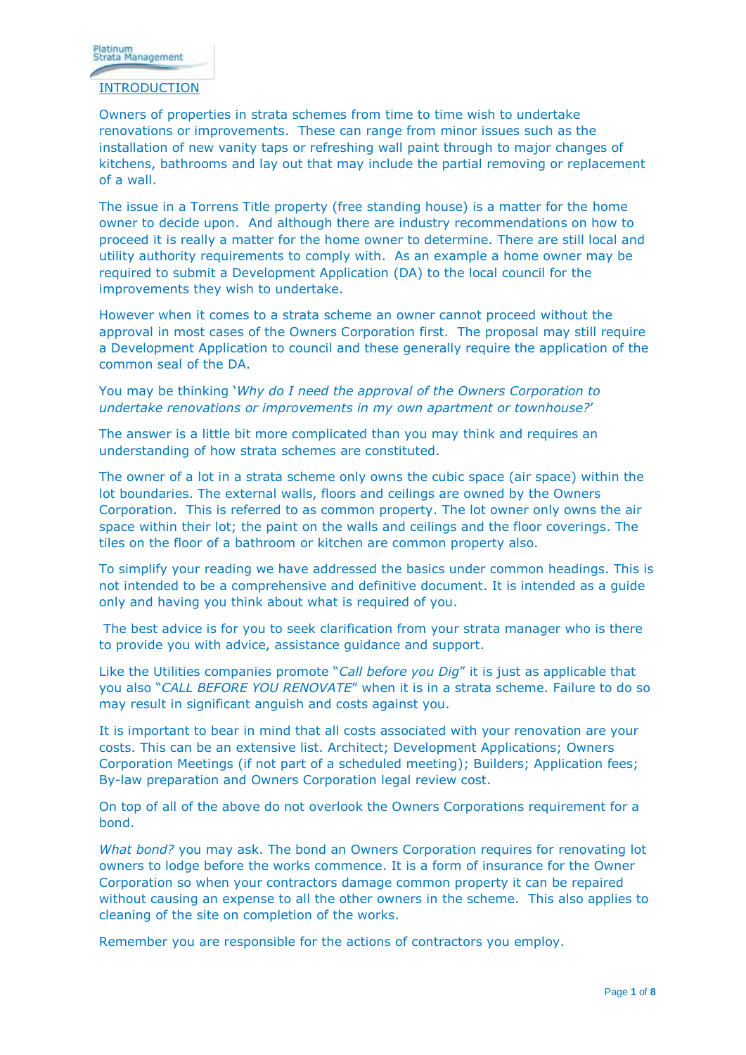INTRODUCTION

Owners of properties in strata schemes from time to time wish to undertake renovations or improvements. These can range from minor issues such as the installation of new vanity taps or refreshing wall paint through to major changes of kitchens, bathrooms and lay out that may include the partial removing or replacement of a wall.

The issue in a Torrens Title property (free standing house) is a matter for the home owner to decide upon. And although there are industry recommendations on how to proceed it is really a matter for the home owner to determine. There are still local and utility authority requirements to comply with. As an example a home owner may be required to submit a Development Application (DA) to the local council for the improvements they wish to undertake.

However when it comes to a strata scheme an owner cannot proceed without the approval in most cases of the Owners Corporation first. The proposal may still require a Development Application to council and these generally require the application of the common seal of the DA.

You may be thinking '*Why do I need the approval of the Owners Corporation to undertake renovations or improvements in my own apartment or townhouse?*'

The answer is a little bit more complicated than you may think and requires an understanding of how strata schemes are constituted.

The owner of a lot in a strata scheme only owns the cubic space (air space) within the lot boundaries. The external walls, floors and ceilings are owned by the Owners Corporation. This is referred to as common property. The lot owner only owns the air space within their lot; the paint on the walls and ceilings and the floor coverings. The tiles on the floor of a bathroom or kitchen are common property also.

To simplify your reading we have addressed the basics under common headings. This is not intended to be a comprehensive and definitive document. It is intended as a guide only and having you think about what is required of you.

The best advice is for you to seek clarification from your strata manager who is there to provide you with advice, assistance guidance and support.

Like the Utilities companies promote "*Call before you Dig*" it is just as applicable that you also "*CALL BEFORE YOU RENOVATE*" when it is in a strata scheme. Failure to do so may result in significant anguish and costs against you.

It is important to bear in mind that all costs associated with your renovation are your costs. This can be an extensive list. Architect; Development Applications; Owners Corporation Meetings (if not part of a scheduled meeting); Builders; Application fees; By-law preparation and Owners Corporation legal review cost.

On top of all of the above do not overlook the Owners Corporations requirement for a bond.

*What bond?* you may ask. The bond an Owners Corporation requires for renovating lot owners to lodge before the works commence. It is a form of insurance for the Owner Corporation so when your contractors damage common property it can be repaired without causing an expense to all the other owners in the scheme. This also applies to cleaning of the site on completion of the works.

Remember you are responsible for the actions of contractors you employ.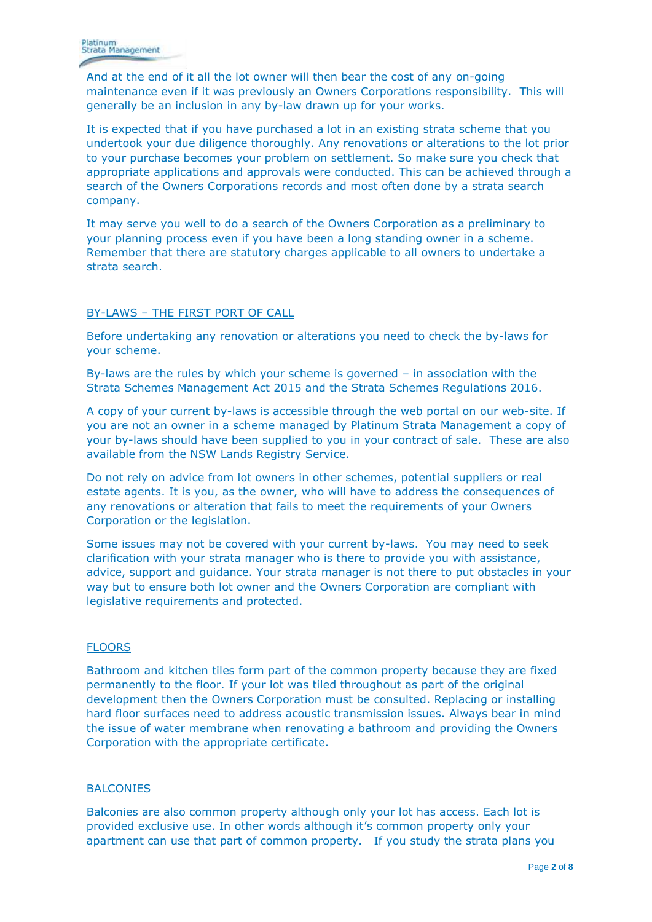And at the end of it all the lot owner will then bear the cost of any on-going maintenance even if it was previously an Owners Corporations responsibility. This will generally be an inclusion in any by-law drawn up for your works.

It is expected that if you have purchased a lot in an existing strata scheme that you undertook your due diligence thoroughly. Any renovations or alterations to the lot prior to your purchase becomes your problem on settlement. So make sure you check that appropriate applications and approvals were conducted. This can be achieved through a search of the Owners Corporations records and most often done by a strata search company.

It may serve you well to do a search of the Owners Corporation as a preliminary to your planning process even if you have been a long standing owner in a scheme. Remember that there are statutory charges applicable to all owners to undertake a strata search.

## BY-LAWS – THE FIRST PORT OF CALL

Before undertaking any renovation or alterations you need to check the by-laws for your scheme.

By-laws are the rules by which your scheme is governed – in association with the Strata Schemes Management Act 2015 and the Strata Schemes Regulations 2016.

A copy of your current by-laws is accessible through the web portal on our web-site. If you are not an owner in a scheme managed by Platinum Strata Management a copy of your by-laws should have been supplied to you in your contract of sale. These are also available from the NSW Lands Registry Service.

Do not rely on advice from lot owners in other schemes, potential suppliers or real estate agents. It is you, as the owner, who will have to address the consequences of any renovations or alteration that fails to meet the requirements of your Owners Corporation or the legislation.

Some issues may not be covered with your current by-laws. You may need to seek clarification with your strata manager who is there to provide you with assistance, advice, support and guidance. Your strata manager is not there to put obstacles in your way but to ensure both lot owner and the Owners Corporation are compliant with legislative requirements and protected.

## FLOORS

Bathroom and kitchen tiles form part of the common property because they are fixed permanently to the floor. If your lot was tiled throughout as part of the original development then the Owners Corporation must be consulted. Replacing or installing hard floor surfaces need to address acoustic transmission issues. Always bear in mind the issue of water membrane when renovating a bathroom and providing the Owners Corporation with the appropriate certificate.

## BALCONIES

Balconies are also common property although only your lot has access. Each lot is provided exclusive use. In other words although it's common property only your apartment can use that part of common property. If you study the strata plans you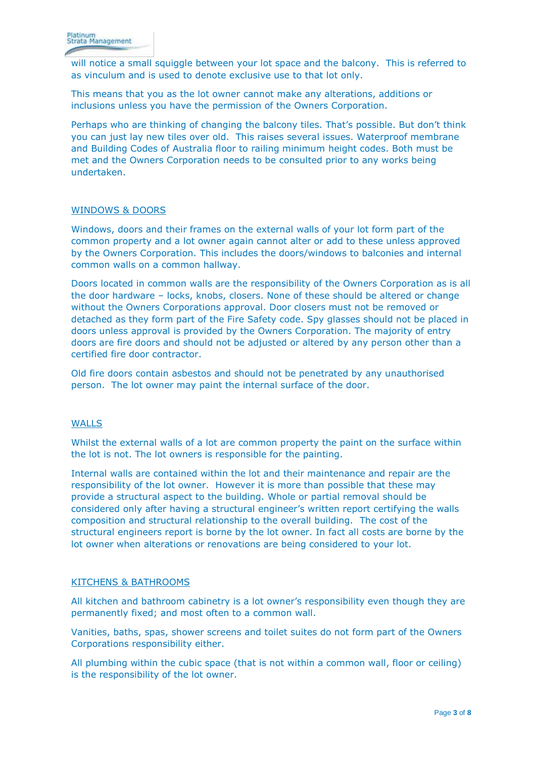will notice a small squiggle between your lot space and the balcony. This is referred to as vinculum and is used to denote exclusive use to that lot only.

This means that you as the lot owner cannot make any alterations, additions or inclusions unless you have the permission of the Owners Corporation.

Perhaps who are thinking of changing the balcony tiles. That's possible. But don't think you can just lay new tiles over old. This raises several issues. Waterproof membrane and Building Codes of Australia floor to railing minimum height codes. Both must be met and the Owners Corporation needs to be consulted prior to any works being undertaken.

## WINDOWS & DOORS

Windows, doors and their frames on the external walls of your lot form part of the common property and a lot owner again cannot alter or add to these unless approved by the Owners Corporation. This includes the doors/windows to balconies and internal common walls on a common hallway.

Doors located in common walls are the responsibility of the Owners Corporation as is all the door hardware – locks, knobs, closers. None of these should be altered or change without the Owners Corporations approval. Door closers must not be removed or detached as they form part of the Fire Safety code. Spy glasses should not be placed in doors unless approval is provided by the Owners Corporation. The majority of entry doors are fire doors and should not be adjusted or altered by any person other than a certified fire door contractor.

Old fire doors contain asbestos and should not be penetrated by any unauthorised person. The lot owner may paint the internal surface of the door.

## WALLS

Whilst the external walls of a lot are common property the paint on the surface within the lot is not. The lot owners is responsible for the painting.

Internal walls are contained within the lot and their maintenance and repair are the responsibility of the lot owner. However it is more than possible that these may provide a structural aspect to the building. Whole or partial removal should be considered only after having a structural engineer's written report certifying the walls composition and structural relationship to the overall building. The cost of the structural engineers report is borne by the lot owner. In fact all costs are borne by the lot owner when alterations or renovations are being considered to your lot.

## KITCHENS & BATHROOMS

All kitchen and bathroom cabinetry is a lot owner's responsibility even though they are permanently fixed; and most often to a common wall.

Vanities, baths, spas, shower screens and toilet suites do not form part of the Owners Corporations responsibility either.

All plumbing within the cubic space (that is not within a common wall, floor or ceiling) is the responsibility of the lot owner.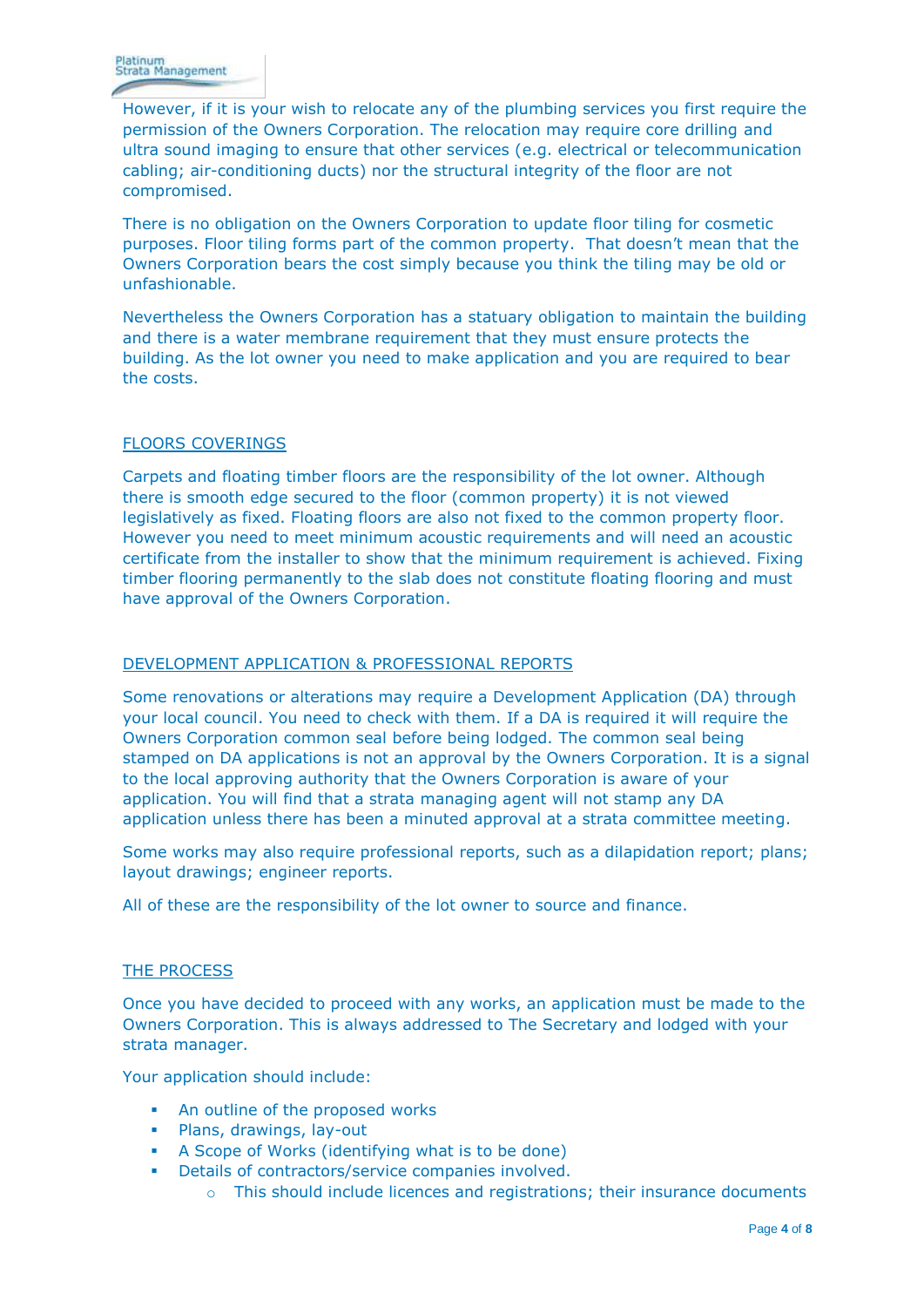However, if it is your wish to relocate any of the plumbing services you first require the permission of the Owners Corporation. The relocation may require core drilling and ultra sound imaging to ensure that other services (e.g. electrical or telecommunication cabling; air-conditioning ducts) nor the structural integrity of the floor are not compromised.

There is no obligation on the Owners Corporation to update floor tiling for cosmetic purposes. Floor tiling forms part of the common property. That doesn't mean that the Owners Corporation bears the cost simply because you think the tiling may be old or unfashionable.

Nevertheless the Owners Corporation has a statuary obligation to maintain the building and there is a water membrane requirement that they must ensure protects the building. As the lot owner you need to make application and you are required to bear the costs.

## FLOORS COVERINGS

Carpets and floating timber floors are the responsibility of the lot owner. Although there is smooth edge secured to the floor (common property) it is not viewed legislatively as fixed. Floating floors are also not fixed to the common property floor. However you need to meet minimum acoustic requirements and will need an acoustic certificate from the installer to show that the minimum requirement is achieved. Fixing timber flooring permanently to the slab does not constitute floating flooring and must have approval of the Owners Corporation.

## DEVELOPMENT APPLICATION & PROFESSIONAL REPORTS

Some renovations or alterations may require a Development Application (DA) through your local council. You need to check with them. If a DA is required it will require the Owners Corporation common seal before being lodged. The common seal being stamped on DA applications is not an approval by the Owners Corporation. It is a signal to the local approving authority that the Owners Corporation is aware of your application. You will find that a strata managing agent will not stamp any DA application unless there has been a minuted approval at a strata committee meeting.

Some works may also require professional reports, such as a dilapidation report; plans; layout drawings; engineer reports.

All of these are the responsibility of the lot owner to source and finance.

## THE PROCESS

Once you have decided to proceed with any works, an application must be made to the Owners Corporation. This is always addressed to The Secretary and lodged with your strata manager.

Your application should include:

- An outline of the proposed works
- Plans, drawings, lay-out
- A Scope of Works (identifying what is to be done)
- Details of contractors/service companies involved.
    - This should include licences and registrations; their insurance documents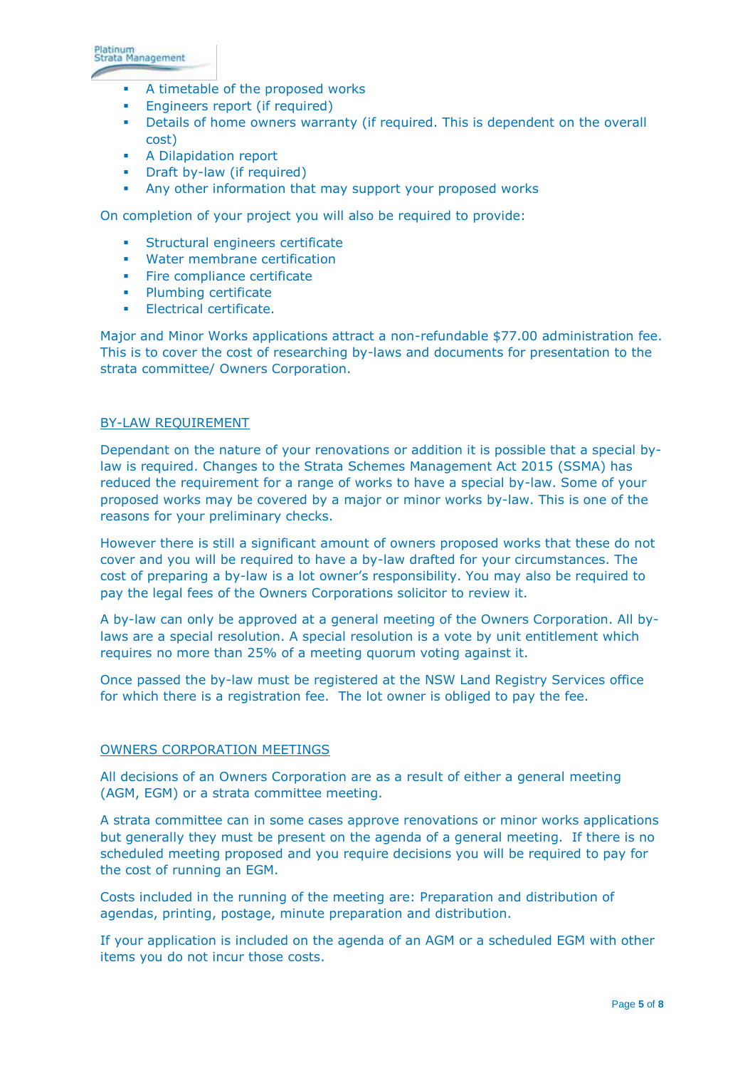- A timetable of the proposed works
- Engineers report (if required)
- Details of home owners warranty (if required. This is dependent on the overall cost)
- A Dilapidation report
- Draft by-law (if required)
- Any other information that may support your proposed works

On completion of your project you will also be required to provide:

- Structural engineers certificate
- Water membrane certification
- Fire compliance certificate
- Plumbing certificate
- Electrical certificate.

Major and Minor Works applications attract a non-refundable $77.00 administration fee. This is to cover the cost of researching by-laws and documents for presentation to the strata committee/ Owners Corporation.

## BY-LAW REQUIREMENT

Dependant on the nature of your renovations or addition it is possible that a special by-law is required. Changes to the Strata Schemes Management Act 2015 (SSMA) has reduced the requirement for a range of works to have a special by-law. Some of your proposed works may be covered by a major or minor works by-law. This is one of the reasons for your preliminary checks.

However there is still a significant amount of owners proposed works that these do not cover and you will be required to have a by-law drafted for your circumstances. The cost of preparing a by-law is a lot owner's responsibility. You may also be required to pay the legal fees of the Owners Corporations solicitor to review it.

A by-law can only be approved at a general meeting of the Owners Corporation. All by-laws are a special resolution. A special resolution is a vote by unit entitlement which requires no more than 25% of a meeting quorum voting against it.

Once passed the by-law must be registered at the NSW Land Registry Services office for which there is a registration fee. The lot owner is obliged to pay the fee.

## OWNERS CORPORATION MEETINGS

All decisions of an Owners Corporation are as a result of either a general meeting (AGM, EGM) or a strata committee meeting.

A strata committee can in some cases approve renovations or minor works applications but generally they must be present on the agenda of a general meeting. If there is no scheduled meeting proposed and you require decisions you will be required to pay for the cost of running an EGM.

Costs included in the running of the meeting are: Preparation and distribution of agendas, printing, postage, minute preparation and distribution.

If your application is included on the agenda of an AGM or a scheduled EGM with other items you do not incur those costs.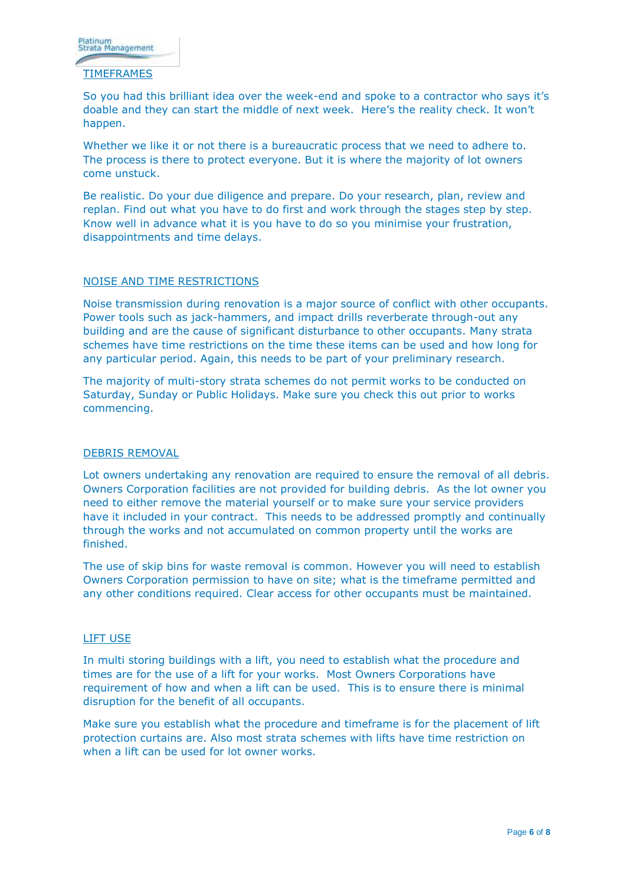## TIMEFRAMES

So you had this brilliant idea over the week-end and spoke to a contractor who says it's doable and they can start the middle of next week. Here's the reality check. It won't happen.

Whether we like it or not there is a bureaucratic process that we need to adhere to. The process is there to protect everyone. But it is where the majority of lot owners come unstuck.

Be realistic. Do your due diligence and prepare. Do your research, plan, review and replan. Find out what you have to do first and work through the stages step by step. Know well in advance what it is you have to do so you minimise your frustration, disappointments and time delays.

## NOISE AND TIME RESTRICTIONS

Noise transmission during renovation is a major source of conflict with other occupants. Power tools such as jack-hammers, and impact drills reverberate through-out any building and are the cause of significant disturbance to other occupants. Many strata schemes have time restrictions on the time these items can be used and how long for any particular period. Again, this needs to be part of your preliminary research.

The majority of multi-story strata schemes do not permit works to be conducted on Saturday, Sunday or Public Holidays. Make sure you check this out prior to works commencing.

## DEBRIS REMOVAL

Lot owners undertaking any renovation are required to ensure the removal of all debris. Owners Corporation facilities are not provided for building debris. As the lot owner you need to either remove the material yourself or to make sure your service providers have it included in your contract. This needs to be addressed promptly and continually through the works and not accumulated on common property until the works are finished.

The use of skip bins for waste removal is common. However you will need to establish Owners Corporation permission to have on site; what is the timeframe permitted and any other conditions required. Clear access for other occupants must be maintained.

## LIFT USE

In multi storing buildings with a lift, you need to establish what the procedure and times are for the use of a lift for your works. Most Owners Corporations have requirement of how and when a lift can be used. This is to ensure there is minimal disruption for the benefit of all occupants.

Make sure you establish what the procedure and timeframe is for the placement of lift protection curtains are. Also most strata schemes with lifts have time restriction on when a lift can be used for lot owner works.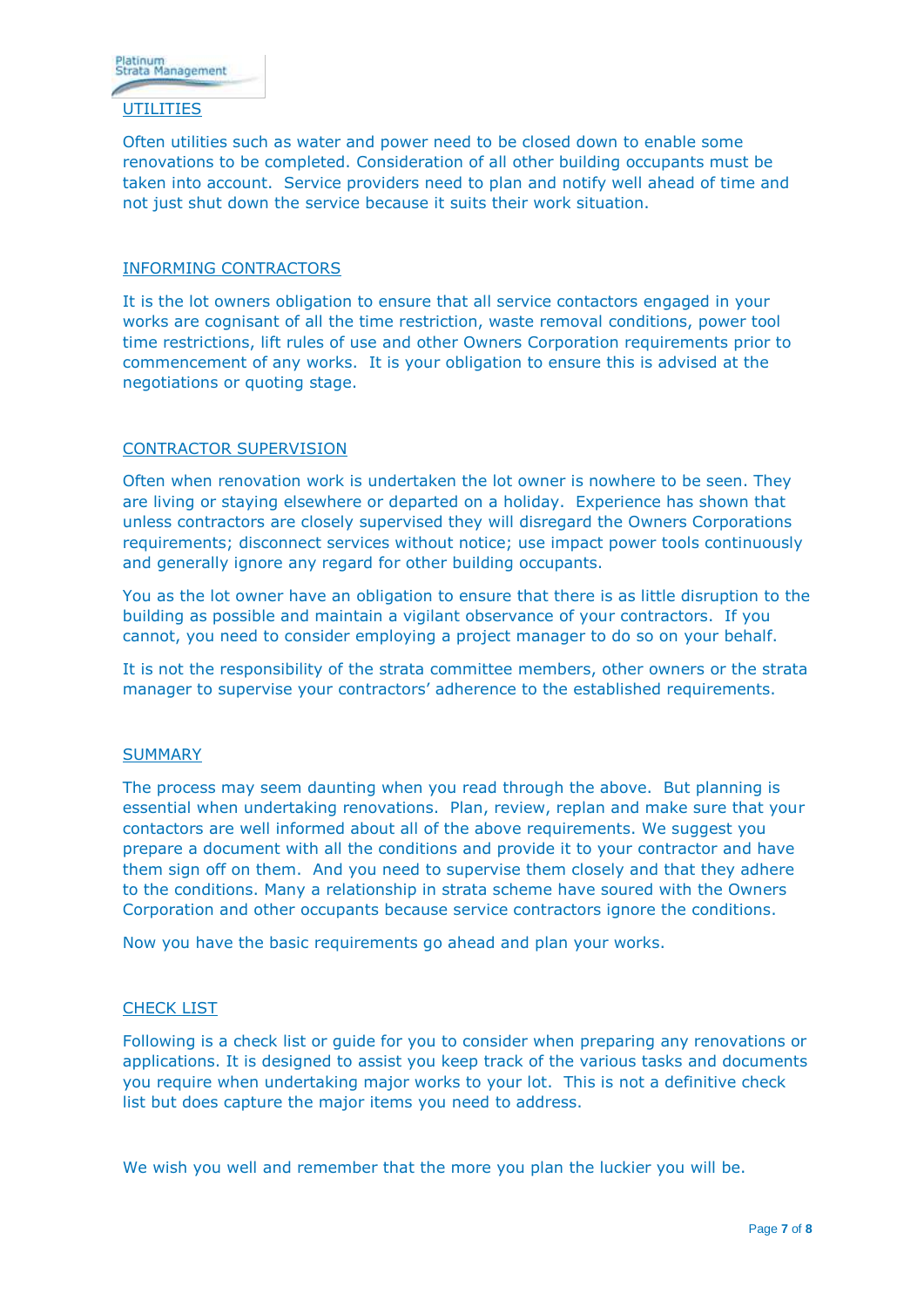## UTILITIES

Often utilities such as water and power need to be closed down to enable some renovations to be completed. Consideration of all other building occupants must be taken into account. Service providers need to plan and notify well ahead of time and not just shut down the service because it suits their work situation.

## INFORMING CONTRACTORS

It is the lot owners obligation to ensure that all service contactors engaged in your works are cognisant of all the time restriction, waste removal conditions, power tool time restrictions, lift rules of use and other Owners Corporation requirements prior to commencement of any works. It is your obligation to ensure this is advised at the negotiations or quoting stage.

## CONTRACTOR SUPERVISION

Often when renovation work is undertaken the lot owner is nowhere to be seen. They are living or staying elsewhere or departed on a holiday. Experience has shown that unless contractors are closely supervised they will disregard the Owners Corporations requirements; disconnect services without notice; use impact power tools continuously and generally ignore any regard for other building occupants.

You as the lot owner have an obligation to ensure that there is as little disruption to the building as possible and maintain a vigilant observance of your contractors. If you cannot, you need to consider employing a project manager to do so on your behalf.

It is not the responsibility of the strata committee members, other owners or the strata manager to supervise your contractors' adherence to the established requirements.

## SUMMARY

The process may seem daunting when you read through the above. But planning is essential when undertaking renovations. Plan, review, replan and make sure that your contactors are well informed about all of the above requirements. We suggest you prepare a document with all the conditions and provide it to your contractor and have them sign off on them. And you need to supervise them closely and that they adhere to the conditions. Many a relationship in strata scheme have soured with the Owners Corporation and other occupants because service contractors ignore the conditions.

Now you have the basic requirements go ahead and plan your works.

## CHECK LIST

Following is a check list or guide for you to consider when preparing any renovations or applications. It is designed to assist you keep track of the various tasks and documents you require when undertaking major works to your lot. This is not a definitive check list but does capture the major items you need to address.

We wish you well and remember that the more you plan the luckier you will be.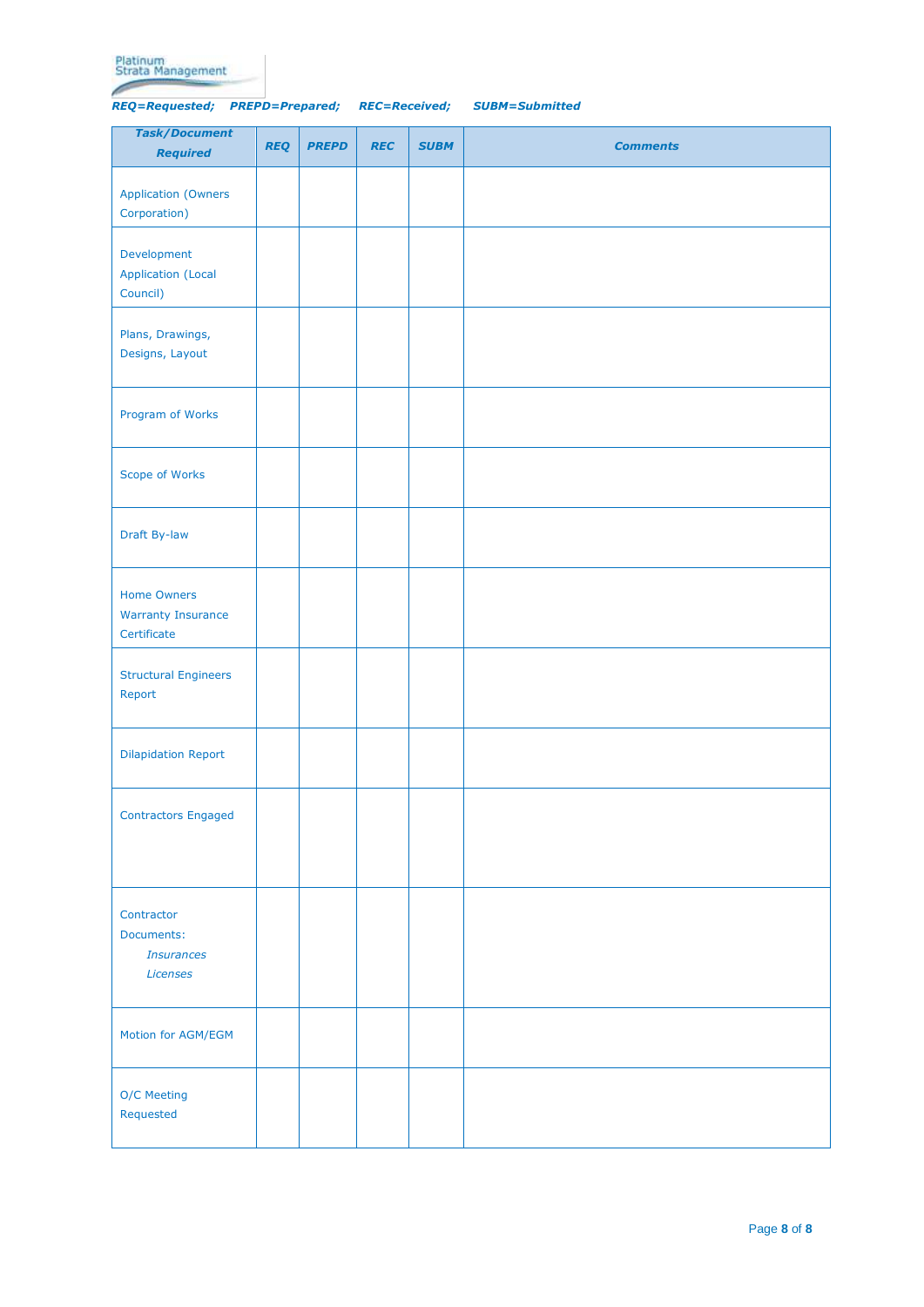Platinum Strata Management

***REQ=Requested; PREPD=Prepared; REC=Received; SUBM=Submitted***

| ***Task/Document Required*** | ***REQ*** | ***PREPD*** | ***REC*** | ***SUBM*** | ***Comments*** |
|---|---|---|---|---|---|
| Application (Owners Corporation) | | | | | |
| Development Application (Local Council) | | | | | |
| Plans, Drawings, Designs, Layout | | | | | |
| Program of Works | | | | | |
| Scope of Works | | | | | |
| Draft By-law | | | | | |
| Home Owners Warranty Insurance Certificate | | | | | |
| Structural Engineers Report | | | | | |
| Dilapidation Report | | | | | |
| Contractors Engaged | | | | | |
| Contractor Documents: *Insurances* *Licenses* | | | | | |
| Motion for AGM/EGM | | | | | |
| O/C Meeting Requested | | | | | |